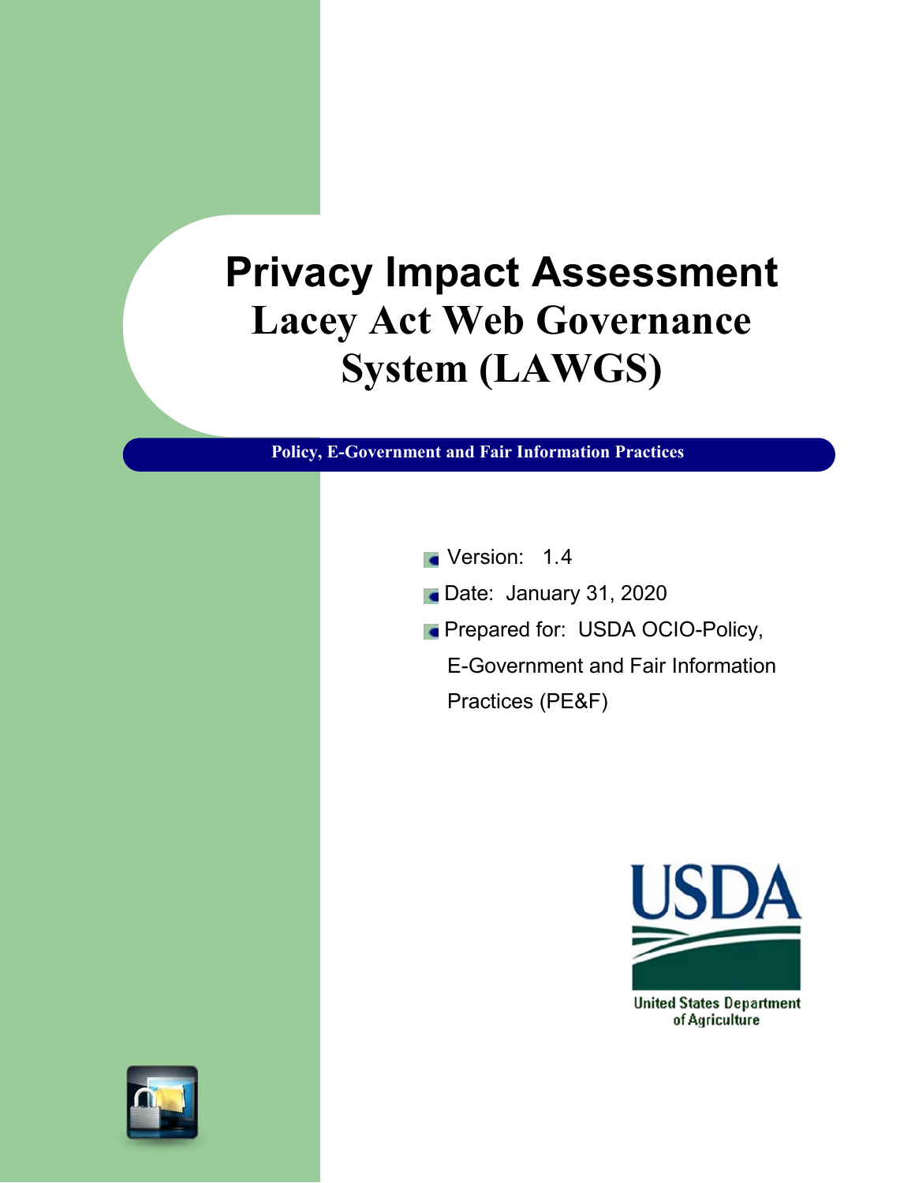# Privacy Impact Assessment

# Lacey Act Web Governance System (LAWGS)

**Policy, E-Government and Fair Information Practices**

- Version: 1.4
- Date: January 31, 2020
- Prepared for: USDA OCIO-Policy, E-Government and Fair Information Practices (PE&F)

United States Department of Agriculture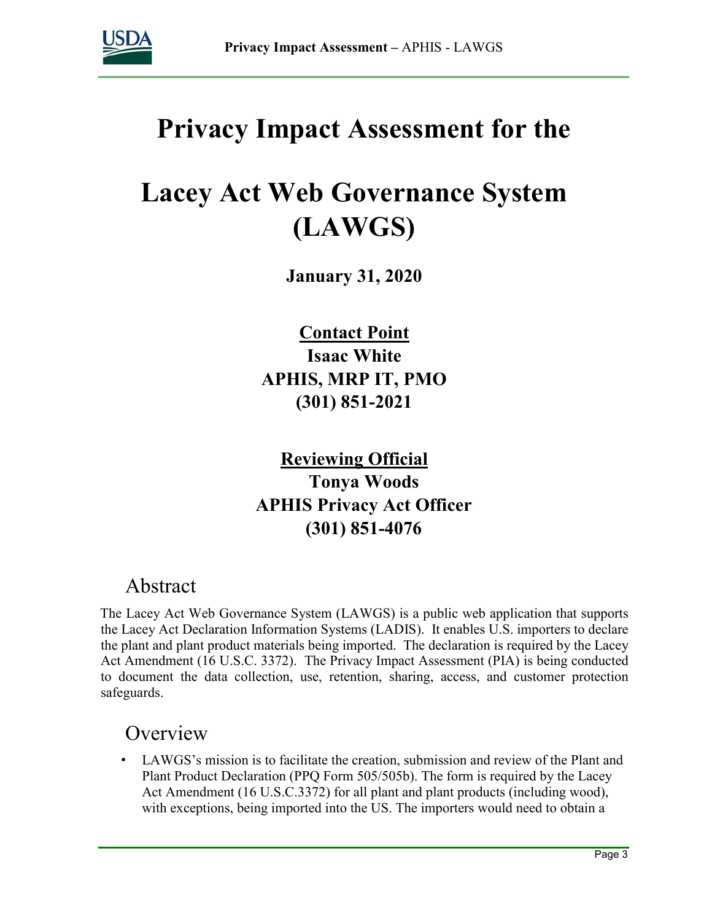# Privacy Impact Assessment for the

# Lacey Act Web Governance System (LAWGS)

**January 31, 2020**

**Contact Point**
**Isaac White**
**APHIS, MRP IT, PMO**
**(301) 851-2021**

**Reviewing Official**
**Tonya Woods**
**APHIS Privacy Act Officer**
**(301) 851-4076**

## Abstract

The Lacey Act Web Governance System (LAWGS) is a public web application that supports the Lacey Act Declaration Information Systems (LADIS). It enables U.S. importers to declare the plant and plant product materials being imported. The declaration is required by the Lacey Act Amendment (16 U.S.C. 3372). The Privacy Impact Assessment (PIA) is being conducted to document the data collection, use, retention, sharing, access, and customer protection safeguards.

## Overview

- LAWGS's mission is to facilitate the creation, submission and review of the Plant and Plant Product Declaration (PPQ Form 505/505b). The form is required by the Lacey Act Amendment (16 U.S.C.3372) for all plant and plant products (including wood), with exceptions, being imported into the US. The importers would need to obtain a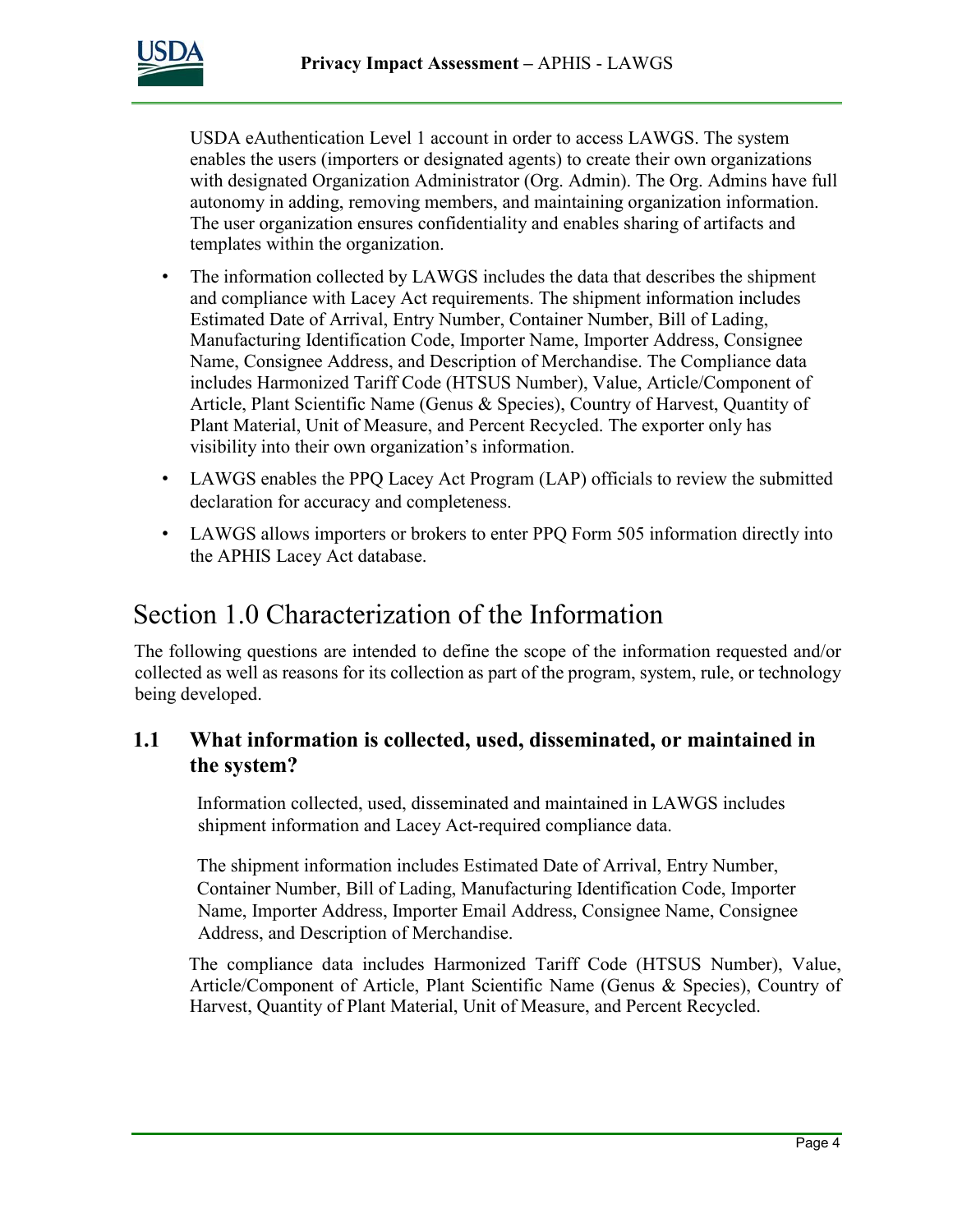USDA eAuthentication Level 1 account in order to access LAWGS. The system enables the users (importers or designated agents) to create their own organizations with designated Organization Administrator (Org. Admin). The Org. Admins have full autonomy in adding, removing members, and maintaining organization information. The user organization ensures confidentiality and enables sharing of artifacts and templates within the organization.

- The information collected by LAWGS includes the data that describes the shipment and compliance with Lacey Act requirements. The shipment information includes Estimated Date of Arrival, Entry Number, Container Number, Bill of Lading, Manufacturing Identification Code, Importer Name, Importer Address, Consignee Name, Consignee Address, and Description of Merchandise. The Compliance data includes Harmonized Tariff Code (HTSUS Number), Value, Article/Component of Article, Plant Scientific Name (Genus & Species), Country of Harvest, Quantity of Plant Material, Unit of Measure, and Percent Recycled. The exporter only has visibility into their own organization's information.
- LAWGS enables the PPQ Lacey Act Program (LAP) officials to review the submitted declaration for accuracy and completeness.
- LAWGS allows importers or brokers to enter PPQ Form 505 information directly into the APHIS Lacey Act database.

# Section 1.0 Characterization of the Information

The following questions are intended to define the scope of the information requested and/or collected as well as reasons for its collection as part of the program, system, rule, or technology being developed.

## 1.1 What information is collected, used, disseminated, or maintained in the system?

Information collected, used, disseminated and maintained in LAWGS includes shipment information and Lacey Act-required compliance data.

The shipment information includes Estimated Date of Arrival, Entry Number, Container Number, Bill of Lading, Manufacturing Identification Code, Importer Name, Importer Address, Importer Email Address, Consignee Name, Consignee Address, and Description of Merchandise.

The compliance data includes Harmonized Tariff Code (HTSUS Number), Value, Article/Component of Article, Plant Scientific Name (Genus & Species), Country of Harvest, Quantity of Plant Material, Unit of Measure, and Percent Recycled.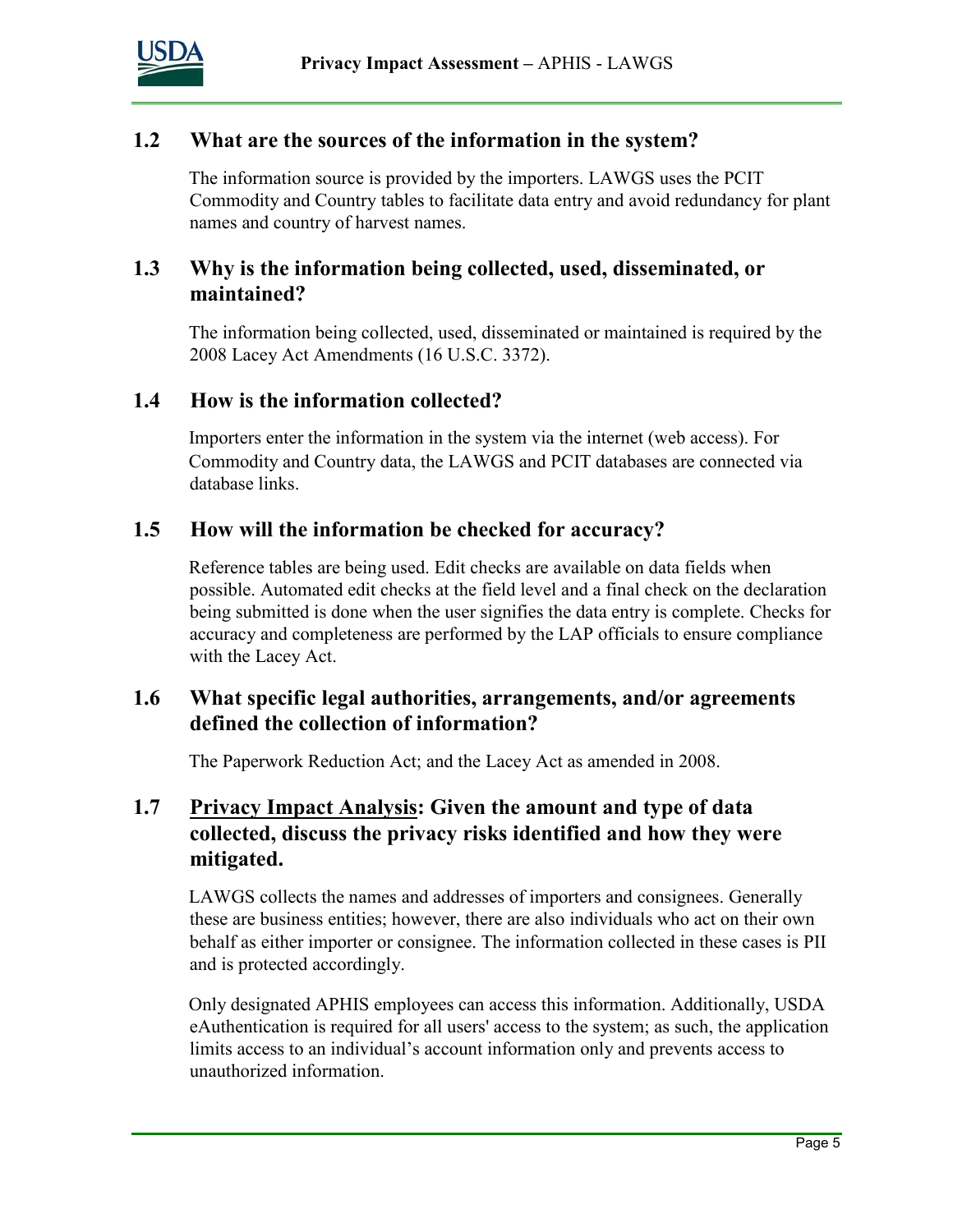## 1.2 What are the sources of the information in the system?

The information source is provided by the importers. LAWGS uses the PCIT Commodity and Country tables to facilitate data entry and avoid redundancy for plant names and country of harvest names.

## 1.3 Why is the information being collected, used, disseminated, or maintained?

The information being collected, used, disseminated or maintained is required by the 2008 Lacey Act Amendments (16 U.S.C. 3372).

## 1.4 How is the information collected?

Importers enter the information in the system via the internet (web access). For Commodity and Country data, the LAWGS and PCIT databases are connected via database links.

## 1.5 How will the information be checked for accuracy?

Reference tables are being used. Edit checks are available on data fields when possible. Automated edit checks at the field level and a final check on the declaration being submitted is done when the user signifies the data entry is complete. Checks for accuracy and completeness are performed by the LAP officials to ensure compliance with the Lacey Act.

## 1.6 What specific legal authorities, arrangements, and/or agreements defined the collection of information?

The Paperwork Reduction Act; and the Lacey Act as amended in 2008.

## 1.7 Privacy Impact Analysis: Given the amount and type of data collected, discuss the privacy risks identified and how they were mitigated.

LAWGS collects the names and addresses of importers and consignees. Generally these are business entities; however, there are also individuals who act on their own behalf as either importer or consignee. The information collected in these cases is PII and is protected accordingly.

Only designated APHIS employees can access this information. Additionally, USDA eAuthentication is required for all users' access to the system; as such, the application limits access to an individual's account information only and prevents access to unauthorized information.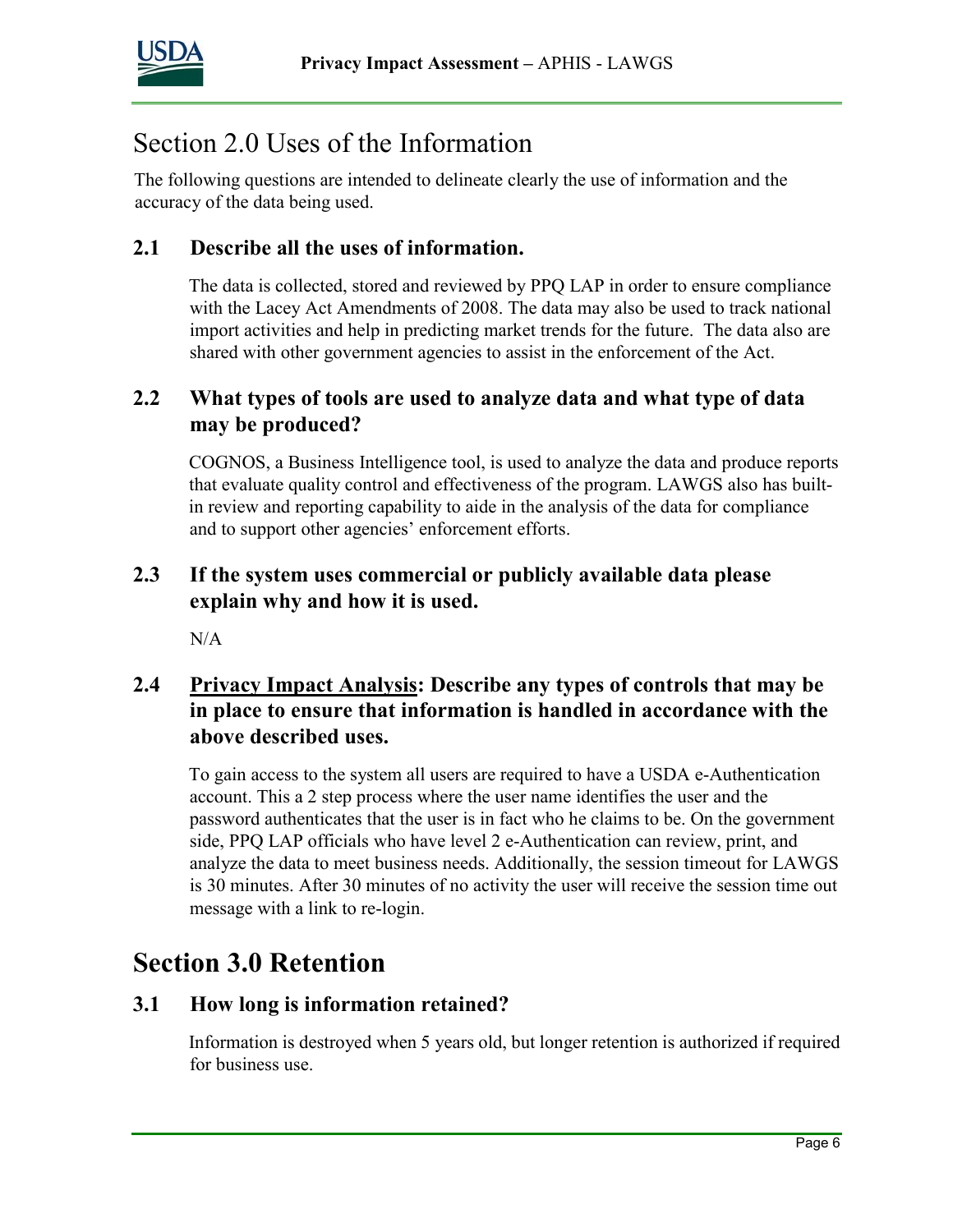# Section 2.0 Uses of the Information

The following questions are intended to delineate clearly the use of information and the accuracy of the data being used.

## 2.1 Describe all the uses of information.

The data is collected, stored and reviewed by PPQ LAP in order to ensure compliance with the Lacey Act Amendments of 2008. The data may also be used to track national import activities and help in predicting market trends for the future. The data also are shared with other government agencies to assist in the enforcement of the Act.

## 2.2 What types of tools are used to analyze data and what type of data may be produced?

COGNOS, a Business Intelligence tool, is used to analyze the data and produce reports that evaluate quality control and effectiveness of the program. LAWGS also has built-in review and reporting capability to aide in the analysis of the data for compliance and to support other agencies' enforcement efforts.

## 2.3 If the system uses commercial or publicly available data please explain why and how it is used.

N/A

## 2.4 Privacy Impact Analysis: Describe any types of controls that may be in place to ensure that information is handled in accordance with the above described uses.

To gain access to the system all users are required to have a USDA e-Authentication account. This a 2 step process where the user name identifies the user and the password authenticates that the user is in fact who he claims to be. On the government side, PPQ LAP officials who have level 2 e-Authentication can review, print, and analyze the data to meet business needs. Additionally, the session timeout for LAWGS is 30 minutes. After 30 minutes of no activity the user will receive the session time out message with a link to re-login.

# Section 3.0 Retention

## 3.1 How long is information retained?

Information is destroyed when 5 years old, but longer retention is authorized if required for business use.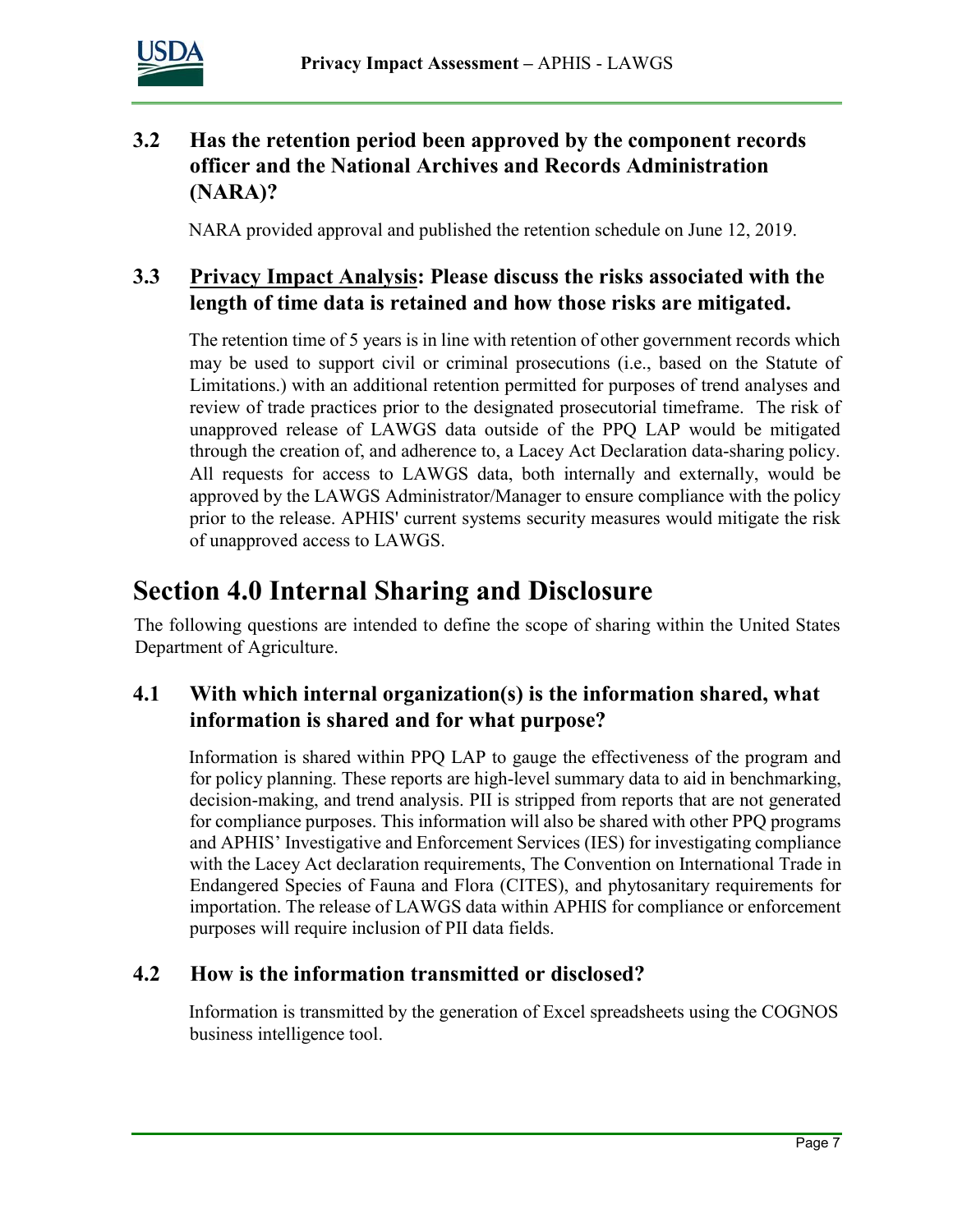### 3.2 Has the retention period been approved by the component records officer and the National Archives and Records Administration (NARA)?

NARA provided approval and published the retention schedule on June 12, 2019.

### 3.3 Privacy Impact Analysis: Please discuss the risks associated with the length of time data is retained and how those risks are mitigated.

The retention time of 5 years is in line with retention of other government records which may be used to support civil or criminal prosecutions (i.e., based on the Statute of Limitations.) with an additional retention permitted for purposes of trend analyses and review of trade practices prior to the designated prosecutorial timeframe. The risk of unapproved release of LAWGS data outside of the PPQ LAP would be mitigated through the creation of, and adherence to, a Lacey Act Declaration data-sharing policy. All requests for access to LAWGS data, both internally and externally, would be approved by the LAWGS Administrator/Manager to ensure compliance with the policy prior to the release. APHIS' current systems security measures would mitigate the risk of unapproved access to LAWGS.

## Section 4.0 Internal Sharing and Disclosure

The following questions are intended to define the scope of sharing within the United States Department of Agriculture.

### 4.1 With which internal organization(s) is the information shared, what information is shared and for what purpose?

Information is shared within PPQ LAP to gauge the effectiveness of the program and for policy planning. These reports are high-level summary data to aid in benchmarking, decision-making, and trend analysis. PII is stripped from reports that are not generated for compliance purposes. This information will also be shared with other PPQ programs and APHIS' Investigative and Enforcement Services (IES) for investigating compliance with the Lacey Act declaration requirements, The Convention on International Trade in Endangered Species of Fauna and Flora (CITES), and phytosanitary requirements for importation. The release of LAWGS data within APHIS for compliance or enforcement purposes will require inclusion of PII data fields.

### 4.2 How is the information transmitted or disclosed?

Information is transmitted by the generation of Excel spreadsheets using the COGNOS business intelligence tool.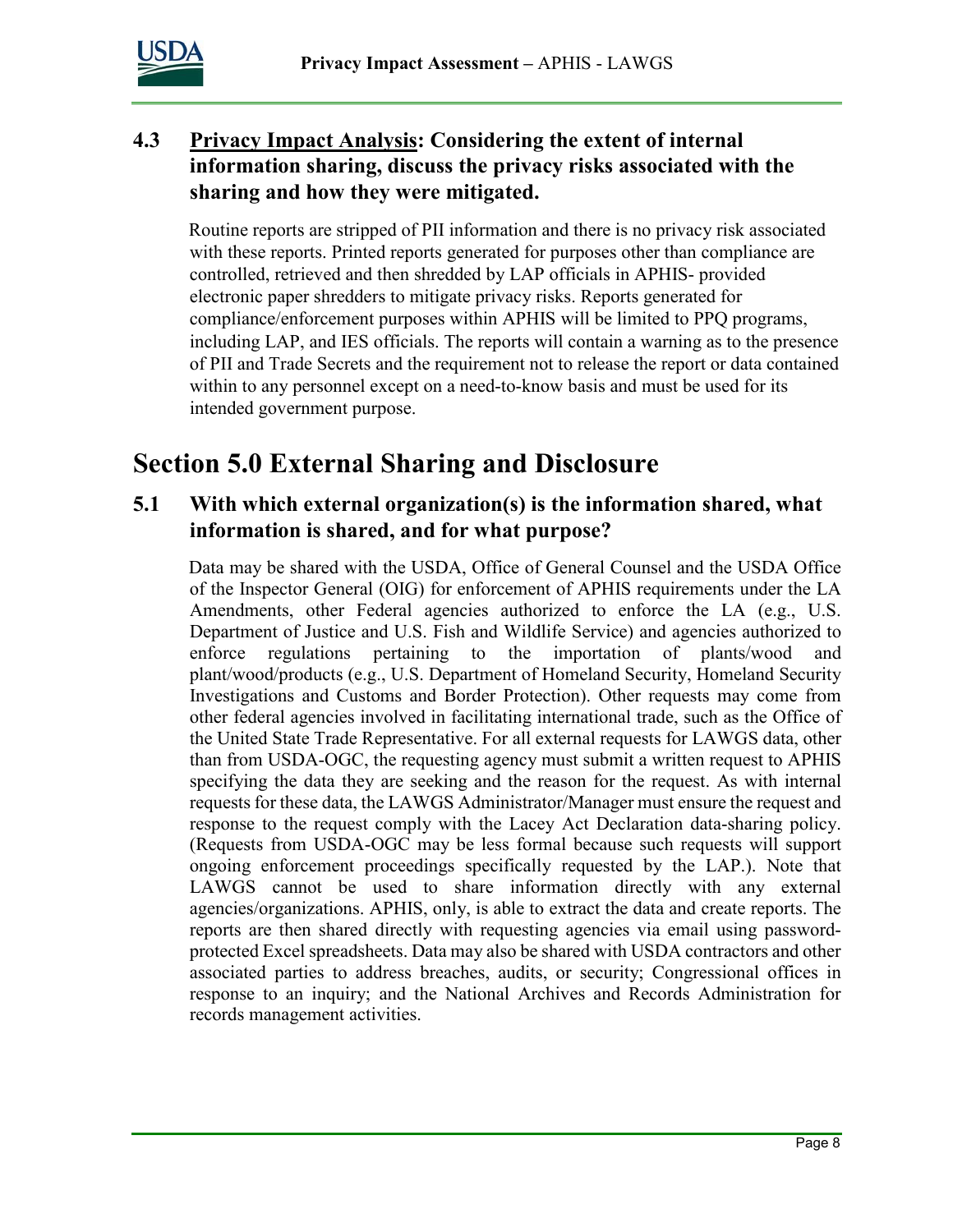### 4.3 Privacy Impact Analysis: Considering the extent of internal information sharing, discuss the privacy risks associated with the sharing and how they were mitigated.

Routine reports are stripped of PII information and there is no privacy risk associated with these reports. Printed reports generated for purposes other than compliance are controlled, retrieved and then shredded by LAP officials in APHIS- provided electronic paper shredders to mitigate privacy risks. Reports generated for compliance/enforcement purposes within APHIS will be limited to PPQ programs, including LAP, and IES officials. The reports will contain a warning as to the presence of PII and Trade Secrets and the requirement not to release the report or data contained within to any personnel except on a need-to-know basis and must be used for its intended government purpose.

# Section 5.0 External Sharing and Disclosure

### 5.1 With which external organization(s) is the information shared, what information is shared, and for what purpose?

Data may be shared with the USDA, Office of General Counsel and the USDA Office of the Inspector General (OIG) for enforcement of APHIS requirements under the LA Amendments, other Federal agencies authorized to enforce the LA (e.g., U.S. Department of Justice and U.S. Fish and Wildlife Service) and agencies authorized to enforce regulations pertaining to the importation of plants/wood and plant/wood/products (e.g., U.S. Department of Homeland Security, Homeland Security Investigations and Customs and Border Protection). Other requests may come from other federal agencies involved in facilitating international trade, such as the Office of the United State Trade Representative. For all external requests for LAWGS data, other than from USDA-OGC, the requesting agency must submit a written request to APHIS specifying the data they are seeking and the reason for the request. As with internal requests for these data, the LAWGS Administrator/Manager must ensure the request and response to the request comply with the Lacey Act Declaration data-sharing policy. (Requests from USDA-OGC may be less formal because such requests will support ongoing enforcement proceedings specifically requested by the LAP.). Note that LAWGS cannot be used to share information directly with any external agencies/organizations. APHIS, only, is able to extract the data and create reports. The reports are then shared directly with requesting agencies via email using password-protected Excel spreadsheets. Data may also be shared with USDA contractors and other associated parties to address breaches, audits, or security; Congressional offices in response to an inquiry; and the National Archives and Records Administration for records management activities.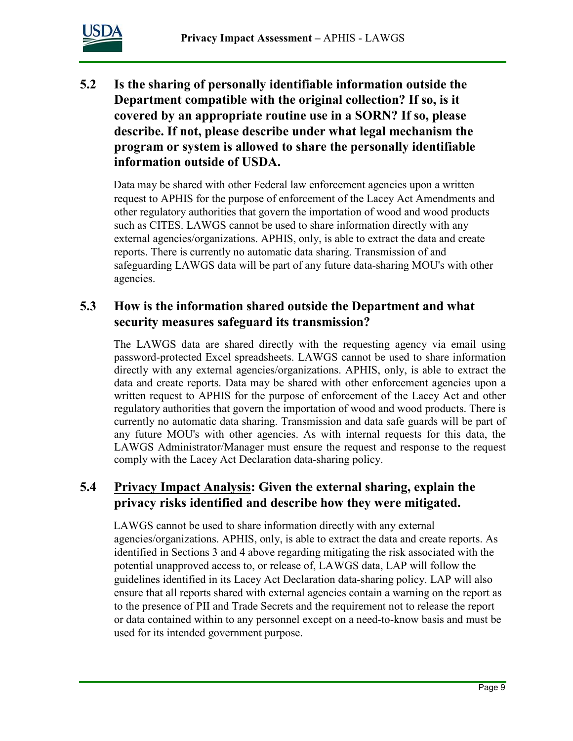## 5.2 Is the sharing of personally identifiable information outside the Department compatible with the original collection? If so, is it covered by an appropriate routine use in a SORN? If so, please describe. If not, please describe under what legal mechanism the program or system is allowed to share the personally identifiable information outside of USDA.

Data may be shared with other Federal law enforcement agencies upon a written request to APHIS for the purpose of enforcement of the Lacey Act Amendments and other regulatory authorities that govern the importation of wood and wood products such as CITES. LAWGS cannot be used to share information directly with any external agencies/organizations. APHIS, only, is able to extract the data and create reports. There is currently no automatic data sharing. Transmission of and safeguarding LAWGS data will be part of any future data-sharing MOU's with other agencies.

## 5.3 How is the information shared outside the Department and what security measures safeguard its transmission?

The LAWGS data are shared directly with the requesting agency via email using password-protected Excel spreadsheets. LAWGS cannot be used to share information directly with any external agencies/organizations. APHIS, only, is able to extract the data and create reports. Data may be shared with other enforcement agencies upon a written request to APHIS for the purpose of enforcement of the Lacey Act and other regulatory authorities that govern the importation of wood and wood products. There is currently no automatic data sharing. Transmission and data safe guards will be part of any future MOU's with other agencies. As with internal requests for this data, the LAWGS Administrator/Manager must ensure the request and response to the request comply with the Lacey Act Declaration data-sharing policy.

## 5.4 Privacy Impact Analysis: Given the external sharing, explain the privacy risks identified and describe how they were mitigated.

LAWGS cannot be used to share information directly with any external agencies/organizations. APHIS, only, is able to extract the data and create reports. As identified in Sections 3 and 4 above regarding mitigating the risk associated with the potential unapproved access to, or release of, LAWGS data, LAP will follow the guidelines identified in its Lacey Act Declaration data-sharing policy. LAP will also ensure that all reports shared with external agencies contain a warning on the report as to the presence of PII and Trade Secrets and the requirement not to release the report or data contained within to any personnel except on a need-to-know basis and must be used for its intended government purpose.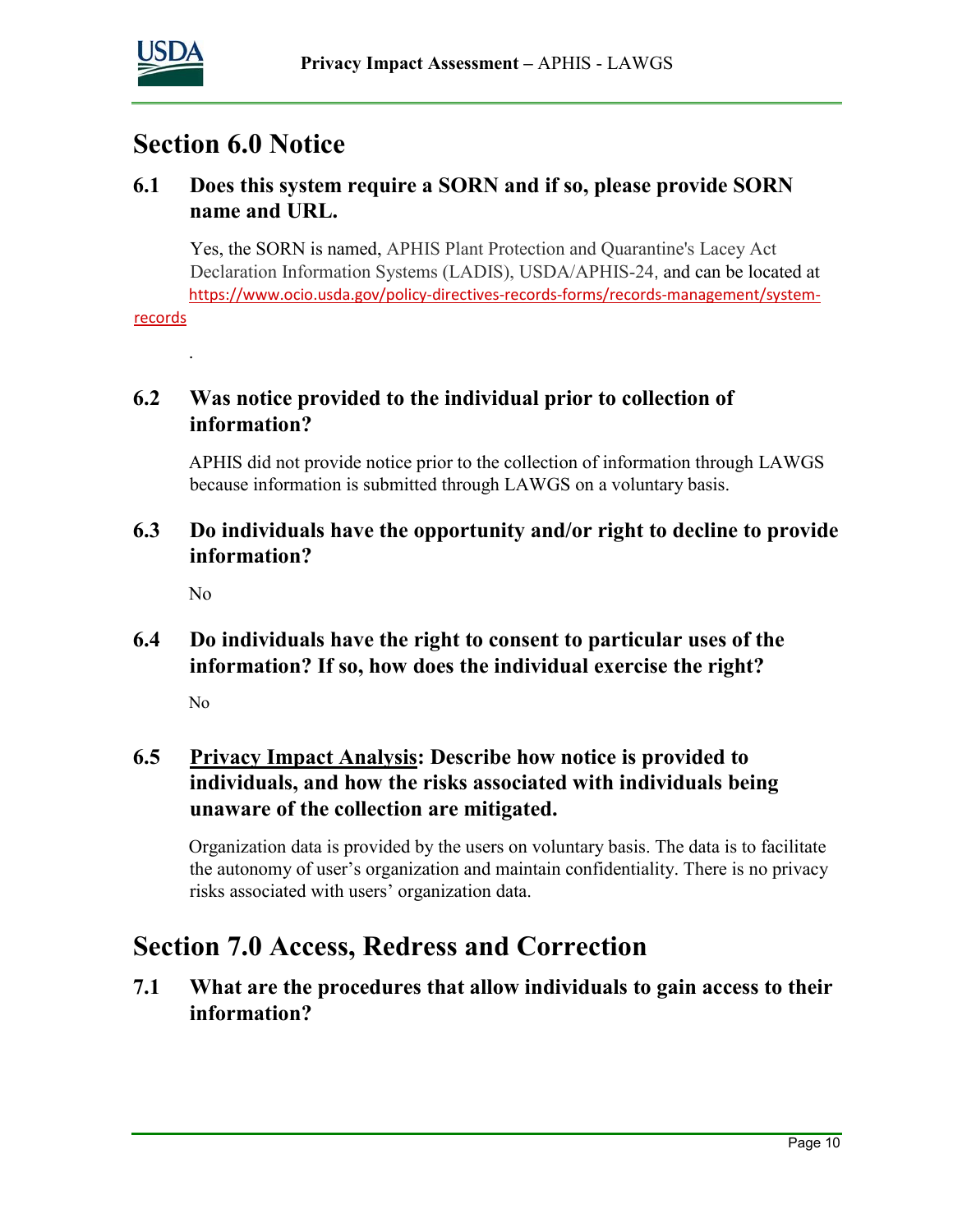# Section 6.0 Notice

## 6.1 Does this system require a SORN and if so, please provide SORN name and URL.

Yes, the SORN is named, APHIS Plant Protection and Quarantine's Lacey Act Declaration Information Systems (LADIS), USDA/APHIS-24, and can be located at https://www.ocio.usda.gov/policy-directives-records-forms/records-management/system-records

.

## 6.2 Was notice provided to the individual prior to collection of information?

APHIS did not provide notice prior to the collection of information through LAWGS because information is submitted through LAWGS on a voluntary basis.

## 6.3 Do individuals have the opportunity and/or right to decline to provide information?

No

## 6.4 Do individuals have the right to consent to particular uses of the information? If so, how does the individual exercise the right?

No

## 6.5 Privacy Impact Analysis: Describe how notice is provided to individuals, and how the risks associated with individuals being unaware of the collection are mitigated.

Organization data is provided by the users on voluntary basis. The data is to facilitate the autonomy of user's organization and maintain confidentiality. There is no privacy risks associated with users' organization data.

# Section 7.0 Access, Redress and Correction

## 7.1 What are the procedures that allow individuals to gain access to their information?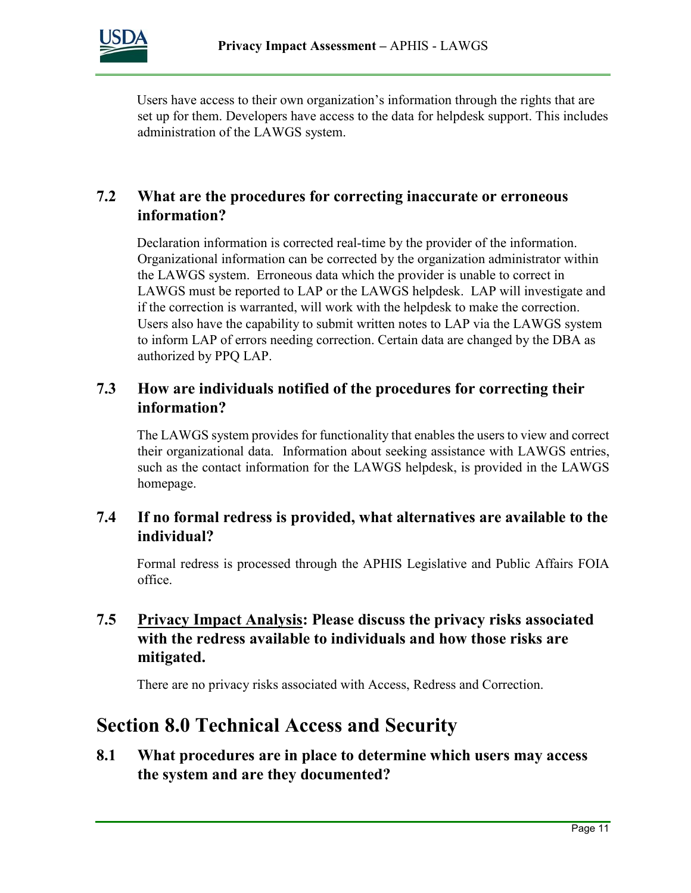Users have access to their own organization's information through the rights that are set up for them. Developers have access to the data for helpdesk support. This includes administration of the LAWGS system.

### 7.2 What are the procedures for correcting inaccurate or erroneous information?

Declaration information is corrected real-time by the provider of the information. Organizational information can be corrected by the organization administrator within the LAWGS system. Erroneous data which the provider is unable to correct in LAWGS must be reported to LAP or the LAWGS helpdesk. LAP will investigate and if the correction is warranted, will work with the helpdesk to make the correction. Users also have the capability to submit written notes to LAP via the LAWGS system to inform LAP of errors needing correction. Certain data are changed by the DBA as authorized by PPQ LAP.

### 7.3 How are individuals notified of the procedures for correcting their information?

The LAWGS system provides for functionality that enables the users to view and correct their organizational data. Information about seeking assistance with LAWGS entries, such as the contact information for the LAWGS helpdesk, is provided in the LAWGS homepage.

### 7.4 If no formal redress is provided, what alternatives are available to the individual?

Formal redress is processed through the APHIS Legislative and Public Affairs FOIA office.

### 7.5 Privacy Impact Analysis: Please discuss the privacy risks associated with the redress available to individuals and how those risks are mitigated.

There are no privacy risks associated with Access, Redress and Correction.

## Section 8.0 Technical Access and Security

### 8.1 What procedures are in place to determine which users may access the system and are they documented?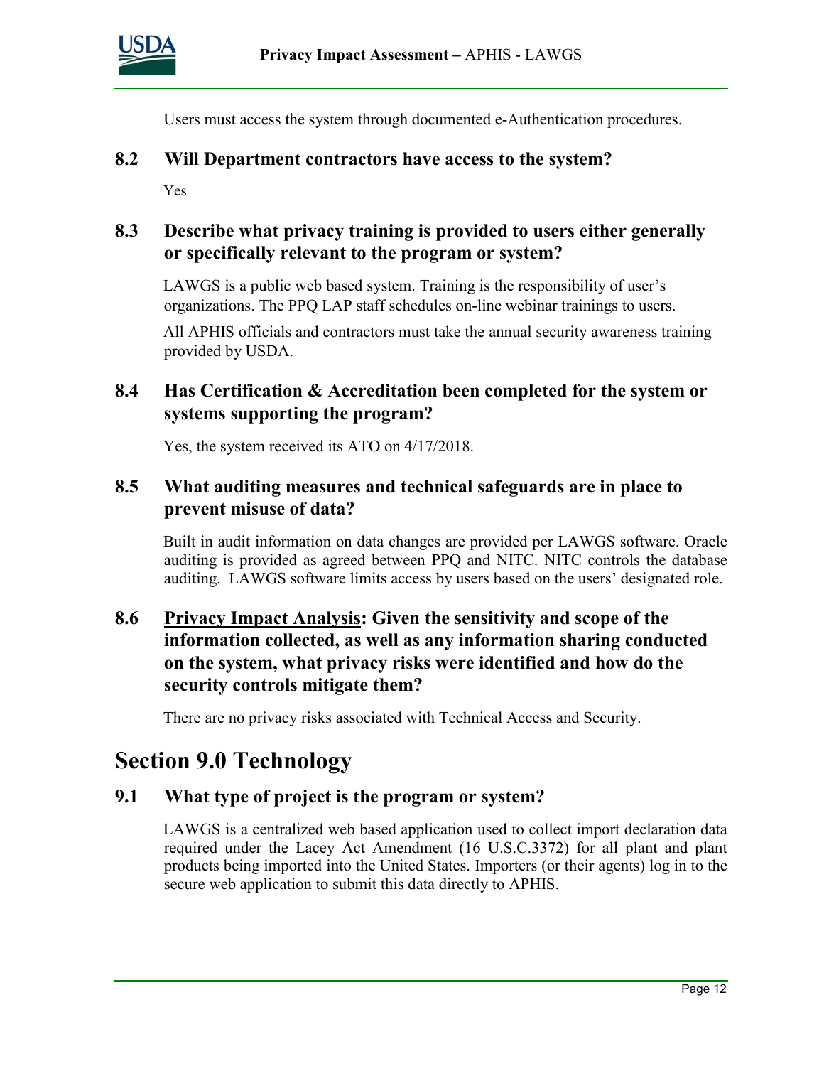Users must access the system through documented e-Authentication procedures.

### 8.2 Will Department contractors have access to the system?

Yes

### 8.3 Describe what privacy training is provided to users either generally or specifically relevant to the program or system?

LAWGS is a public web based system. Training is the responsibility of user's organizations. The PPQ LAP staff schedules on-line webinar trainings to users.

All APHIS officials and contractors must take the annual security awareness training provided by USDA.

### 8.4 Has Certification & Accreditation been completed for the system or systems supporting the program?

Yes, the system received its ATO on 4/17/2018.

### 8.5 What auditing measures and technical safeguards are in place to prevent misuse of data?

Built in audit information on data changes are provided per LAWGS software. Oracle auditing is provided as agreed between PPQ and NITC. NITC controls the database auditing. LAWGS software limits access by users based on the users' designated role.

### 8.6 Privacy Impact Analysis: Given the sensitivity and scope of the information collected, as well as any information sharing conducted on the system, what privacy risks were identified and how do the security controls mitigate them?

There are no privacy risks associated with Technical Access and Security.

## Section 9.0 Technology

### 9.1 What type of project is the program or system?

LAWGS is a centralized web based application used to collect import declaration data required under the Lacey Act Amendment (16 U.S.C.3372) for all plant and plant products being imported into the United States. Importers (or their agents) log in to the secure web application to submit this data directly to APHIS.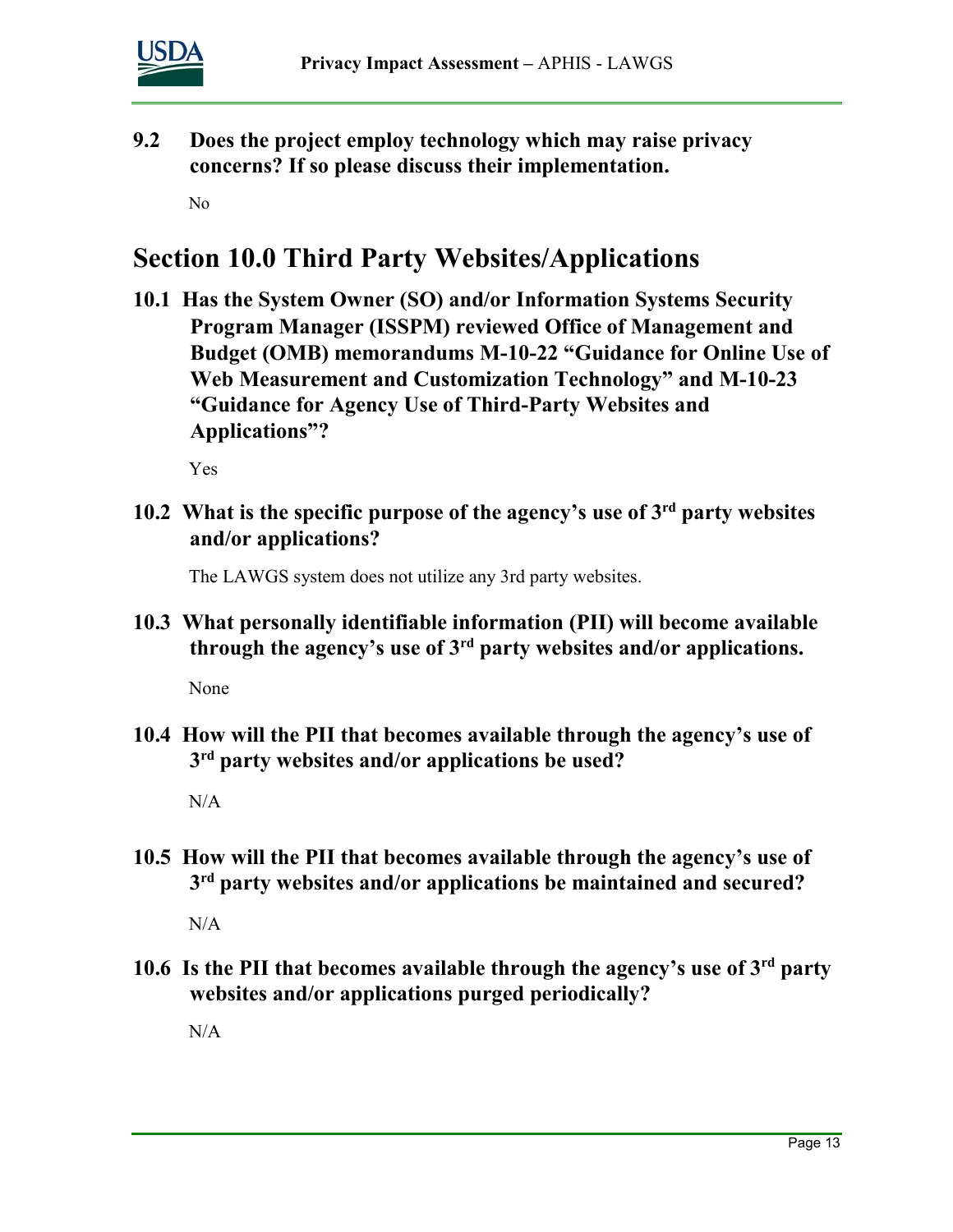**9.2 Does the project employ technology which may raise privacy concerns? If so please discuss their implementation.**

No

# Section 10.0 Third Party Websites/Applications

**10.1 Has the System Owner (SO) and/or Information Systems Security Program Manager (ISSPM) reviewed Office of Management and Budget (OMB) memorandums M-10-22 "Guidance for Online Use of Web Measurement and Customization Technology" and M-10-23 "Guidance for Agency Use of Third-Party Websites and Applications"?**

Yes

**10.2 What is the specific purpose of the agency's use of 3rd party websites and/or applications?**

The LAWGS system does not utilize any 3rd party websites.

**10.3 What personally identifiable information (PII) will become available through the agency's use of 3rd party websites and/or applications.**

None

**10.4 How will the PII that becomes available through the agency's use of 3rd party websites and/or applications be used?**

N/A

**10.5 How will the PII that becomes available through the agency's use of 3rd party websites and/or applications be maintained and secured?**

N/A

**10.6 Is the PII that becomes available through the agency's use of 3rd party websites and/or applications purged periodically?**

N/A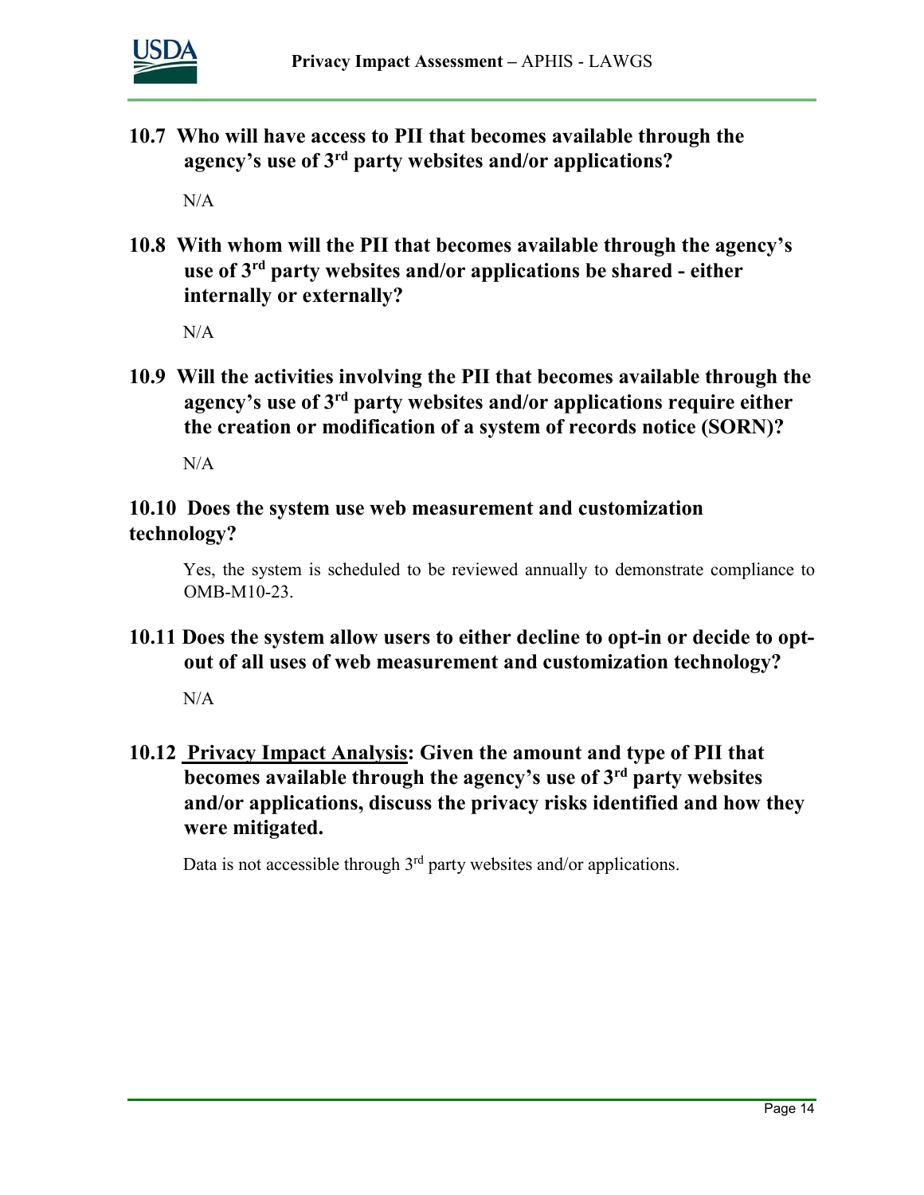### 10.7 Who will have access to PII that becomes available through the agency's use of 3rd party websites and/or applications?

N/A

### 10.8 With whom will the PII that becomes available through the agency's use of 3rd party websites and/or applications be shared - either internally or externally?

N/A

### 10.9 Will the activities involving the PII that becomes available through the agency's use of 3rd party websites and/or applications require either the creation or modification of a system of records notice (SORN)?

N/A

### 10.10 Does the system use web measurement and customization technology?

Yes, the system is scheduled to be reviewed annually to demonstrate compliance to OMB-M10-23.

### 10.11 Does the system allow users to either decline to opt-in or decide to opt-out of all uses of web measurement and customization technology?

N/A

### 10.12 Privacy Impact Analysis: Given the amount and type of PII that becomes available through the agency's use of 3rd party websites and/or applications, discuss the privacy risks identified and how they were mitigated.

Data is not accessible through 3rd party websites and/or applications.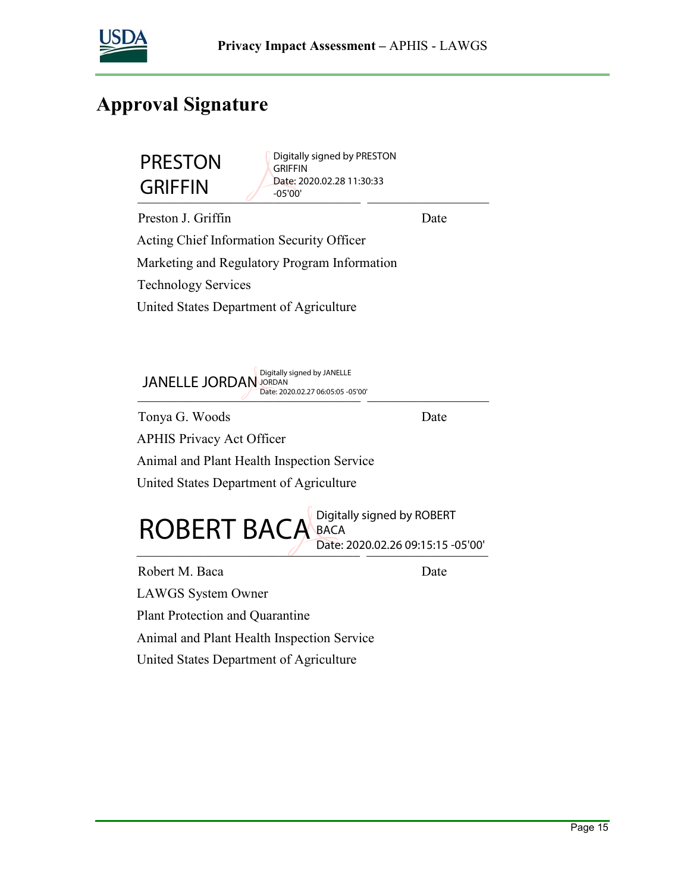## Approval Signature

PRESTON GRIFFIN

Digitally signed by PRESTON GRIFFIN
Date: 2020.02.28 11:30:33 -05'00'

Preston J. Griffin Date

Acting Chief Information Security Officer

Marketing and Regulatory Program Information Technology Services

United States Department of Agriculture

JANELLE JORDAN

Digitally signed by JANELLE JORDAN
Date: 2020.02.27 06:05:05 -05'00'

Tonya G. Woods Date

APHIS Privacy Act Officer

Animal and Plant Health Inspection Service

United States Department of Agriculture

ROBERT BACA

Digitally signed by ROBERT BACA
Date: 2020.02.26 09:15:15 -05'00'

Robert M. Baca Date

LAWGS System Owner

Plant Protection and Quarantine

Animal and Plant Health Inspection Service

United States Department of Agriculture